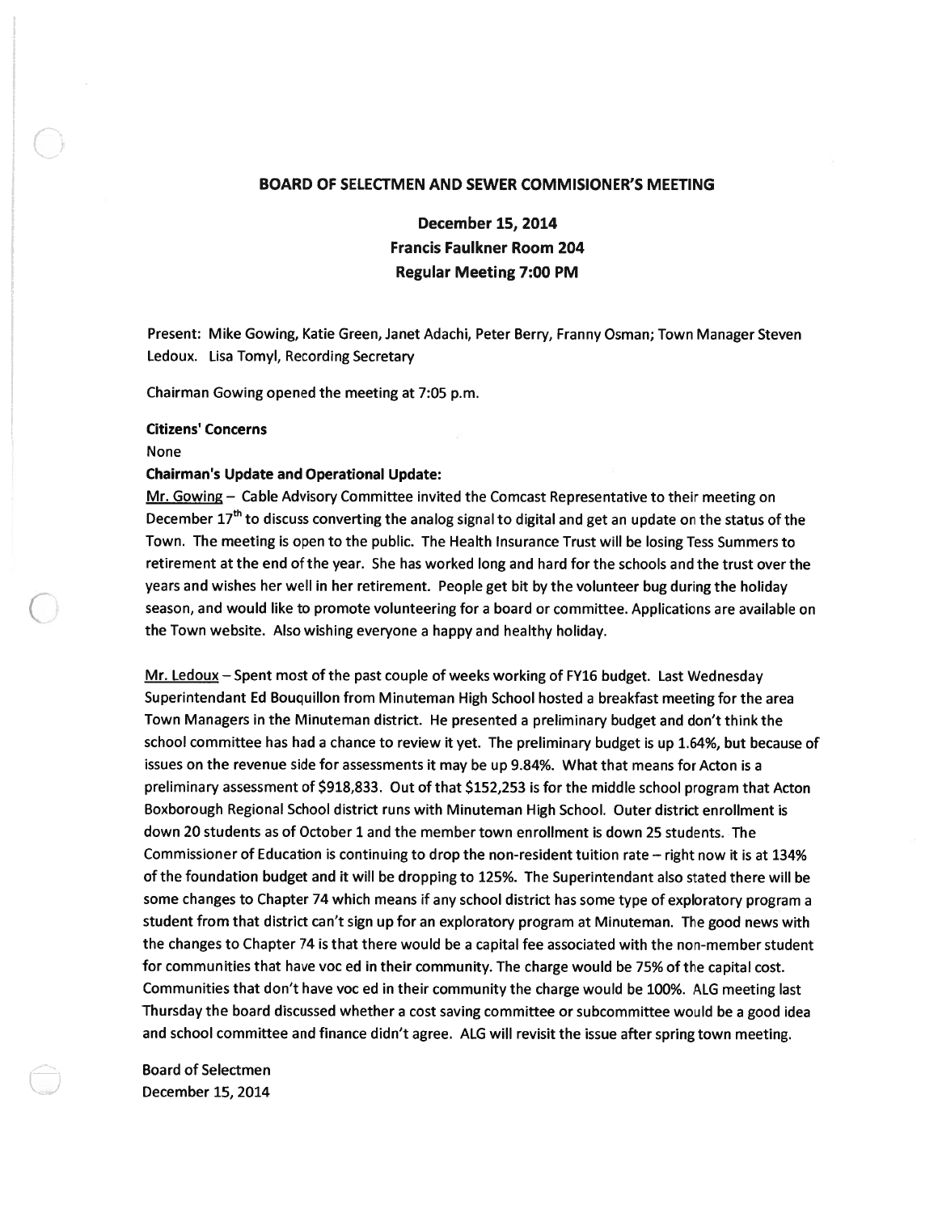# BOARD OF SELECTMEN AND SEWER COMMISIONER'S MEETING

## December 15, 2014
## Francis Faulkner Room 204
## Regular Meeting 7:00 PM

Present: Mike Gowing, Katie Green, Janet Adachi, Peter Berry, Franny Osman; Town Manager Steven Ledoux. Lisa Tomyl, Recording Secretary

Chairman Gowing opened the meeting at 7:05 p.m.

**Citizens' Concerns**

None

**Chairman's Update and Operational Update:**

Mr. Gowing – Cable Advisory Committee invited the Comcast Representative to their meeting on December 17th to discuss converting the analog signal to digital and get an update on the status of the Town. The meeting is open to the public. The Health Insurance Trust will be losing Tess Summers to retirement at the end of the year. She has worked long and hard for the schools and the trust over the years and wishes her well in her retirement. People get bit by the volunteer bug during the holiday season, and would like to promote volunteering for a board or committee. Applications are available on the Town website. Also wishing everyone a happy and healthy holiday.

Mr. Ledoux – Spent most of the past couple of weeks working of FY16 budget. Last Wednesday Superintendant Ed Bouquillon from Minuteman High School hosted a breakfast meeting for the area Town Managers in the Minuteman district. He presented a preliminary budget and don't think the school committee has had a chance to review it yet. The preliminary budget is up 1.64%, but because of issues on the revenue side for assessments it may be up 9.84%. What that means for Acton is a preliminary assessment of $918,833. Out of that $152,253 is for the middle school program that Acton Boxborough Regional School district runs with Minuteman High School. Outer district enrollment is down 20 students as of October 1 and the member town enrollment is down 25 students. The Commissioner of Education is continuing to drop the non-resident tuition rate – right now it is at 134% of the foundation budget and it will be dropping to 125%. The Superintendant also stated there will be some changes to Chapter 74 which means if any school district has some type of exploratory program a student from that district can't sign up for an exploratory program at Minuteman. The good news with the changes to Chapter 74 is that there would be a capital fee associated with the non-member student for communities that have voc ed in their community. The charge would be 75% of the capital cost. Communities that don't have voc ed in their community the charge would be 100%. ALG meeting last Thursday the board discussed whether a cost saving committee or subcommittee would be a good idea and school committee and finance didn't agree. ALG will revisit the issue after spring town meeting.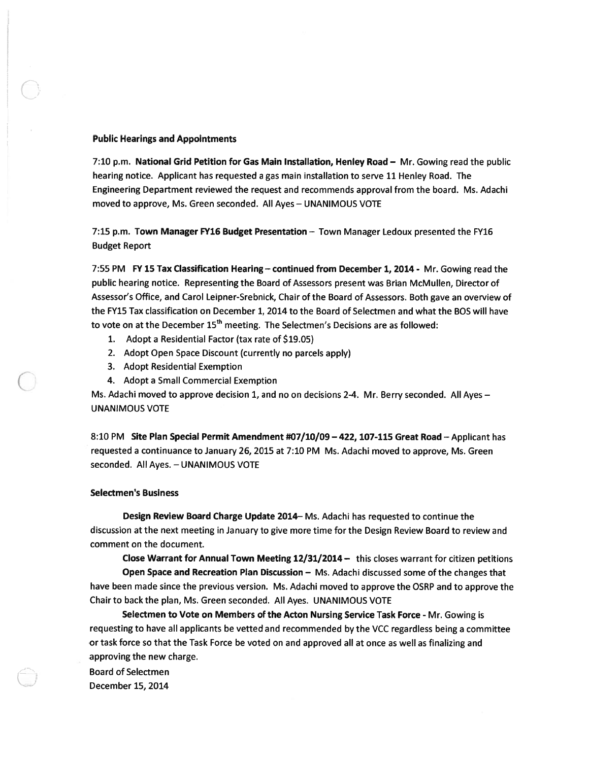**Public Hearings and Appointments**

7:10 p.m. **National Grid Petition for Gas Main Installation, Henley Road –** Mr. Gowing read the public hearing notice. Applicant has requested a gas main installation to serve 11 Henley Road. The Engineering Department reviewed the request and recommends approval from the board. Ms. Adachi moved to approve, Ms. Green seconded. All Ayes – UNANIMOUS VOTE

7:15 p.m. **Town Manager FY16 Budget Presentation** – Town Manager Ledoux presented the FY16 Budget Report

7:55 PM **FY 15 Tax Classification Hearing – continued from December 1, 2014 -** Mr. Gowing read the public hearing notice. Representing the Board of Assessors present was Brian McMullen, Director of Assessor's Office, and Carol Leipner-Srebnick, Chair of the Board of Assessors. Both gave an overview of the FY15 Tax classification on December 1, 2014 to the Board of Selectmen and what the BOS will have to vote on at the December 15th meeting. The Selectmen's Decisions are as followed:

1. Adopt a Residential Factor (tax rate of $19.05)
2. Adopt Open Space Discount (currently no parcels apply)
3. Adopt Residential Exemption
4. Adopt a Small Commercial Exemption

Ms. Adachi moved to approve decision 1, and no on decisions 2-4. Mr. Berry seconded. All Ayes – UNANIMOUS VOTE

8:10 PM **Site Plan Special Permit Amendment #07/10/09 – 422, 107-115 Great Road** – Applicant has requested a continuance to January 26, 2015 at 7:10 PM Ms. Adachi moved to approve, Ms. Green seconded. All Ayes. – UNANIMOUS VOTE

**Selectmen's Business**

**Design Review Board Charge Update 2014**– Ms. Adachi has requested to continue the discussion at the next meeting in January to give more time for the Design Review Board to review and comment on the document.

**Close Warrant for Annual Town Meeting 12/31/2014 –** this closes warrant for citizen petitions

**Open Space and Recreation Plan Discussion –** Ms. Adachi discussed some of the changes that have been made since the previous version. Ms. Adachi moved to approve the OSRP and to approve the Chair to back the plan, Ms. Green seconded. All Ayes. UNANIMOUS VOTE

**Selectmen to Vote on Members of the Acton Nursing Service Task Force** - Mr. Gowing is requesting to have all applicants be vetted and recommended by the VCC regardless being a committee or task force so that the Task Force be voted on and approved all at once as well as finalizing and approving the new charge.

Board of Selectmen
December 15, 2014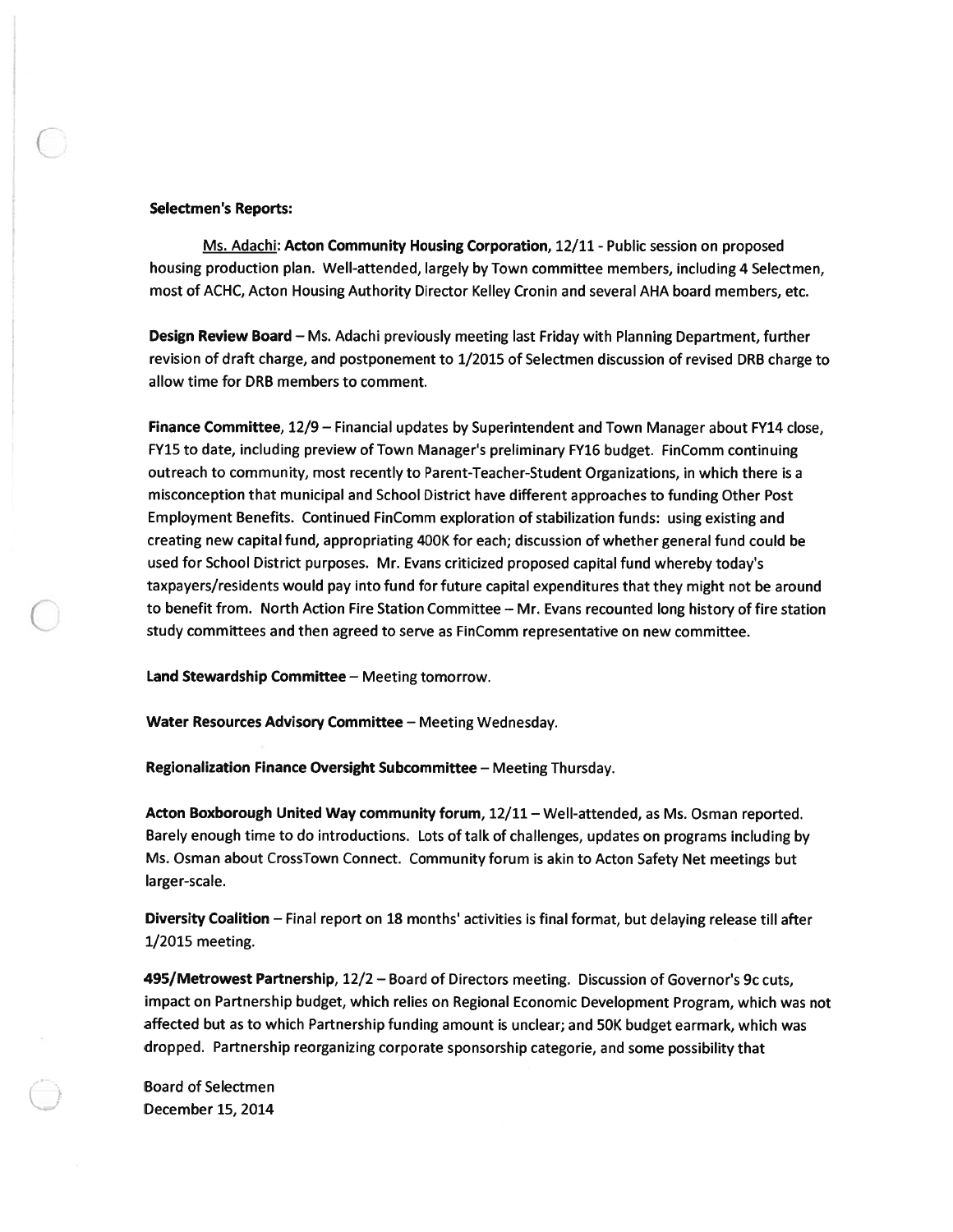**Selectmen's Reports:**

Ms. Adachi: **Acton Community Housing Corporation**, 12/11 - Public session on proposed housing production plan. Well-attended, largely by Town committee members, including 4 Selectmen, most of ACHC, Acton Housing Authority Director Kelley Cronin and several AHA board members, etc.

**Design Review Board** – Ms. Adachi previously meeting last Friday with Planning Department, further revision of draft charge, and postponement to 1/2015 of Selectmen discussion of revised DRB charge to allow time for DRB members to comment.

**Finance Committee**, 12/9 – Financial updates by Superintendent and Town Manager about FY14 close, FY15 to date, including preview of Town Manager's preliminary FY16 budget. FinComm continuing outreach to community, most recently to Parent-Teacher-Student Organizations, in which there is a misconception that municipal and School District have different approaches to funding Other Post Employment Benefits. Continued FinComm exploration of stabilization funds: using existing and creating new capital fund, appropriating 400K for each; discussion of whether general fund could be used for School District purposes. Mr. Evans criticized proposed capital fund whereby today's taxpayers/residents would pay into fund for future capital expenditures that they might not be around to benefit from. North Action Fire Station Committee – Mr. Evans recounted long history of fire station study committees and then agreed to serve as FinComm representative on new committee.

**Land Stewardship Committee** – Meeting tomorrow.

**Water Resources Advisory Committee** – Meeting Wednesday.

**Regionalization Finance Oversight Subcommittee** – Meeting Thursday.

**Acton Boxborough United Way community forum**, 12/11 – Well-attended, as Ms. Osman reported. Barely enough time to do introductions. Lots of talk of challenges, updates on programs including by Ms. Osman about CrossTown Connect. Community forum is akin to Acton Safety Net meetings but larger-scale.

**Diversity Coalition** – Final report on 18 months' activities is final format, but delaying release till after 1/2015 meeting.

**495/Metrowest Partnership**, 12/2 – Board of Directors meeting. Discussion of Governor's 9c cuts, impact on Partnership budget, which relies on Regional Economic Development Program, which was not affected but as to which Partnership funding amount is unclear; and 50K budget earmark, which was dropped. Partnership reorganizing corporate sponsorship categorie, and some possibility that

Board of Selectmen
December 15, 2014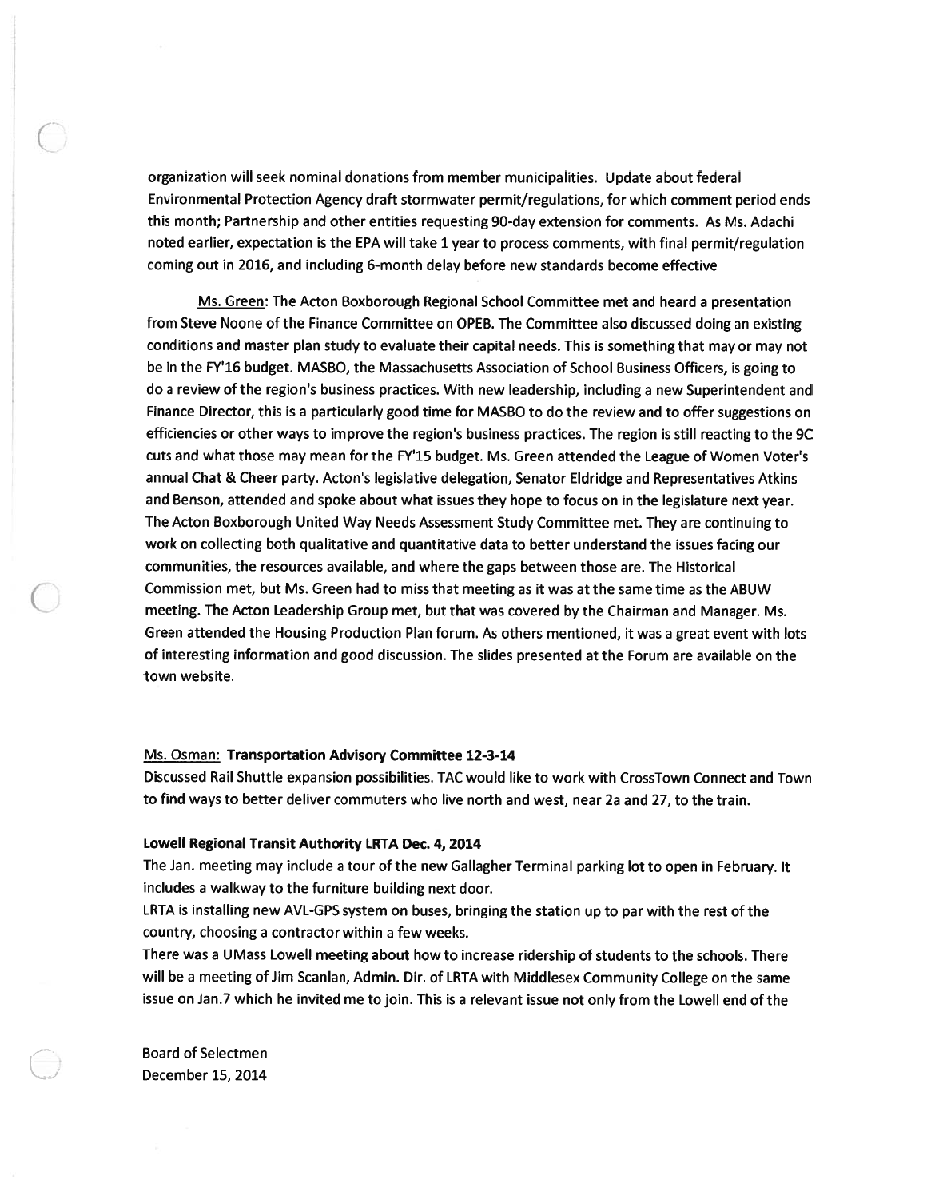organization will seek nominal donations from member municipalities. Update about federal Environmental Protection Agency draft stormwater permit/regulations, for which comment period ends this month; Partnership and other entities requesting 90-day extension for comments. As Ms. Adachi noted earlier, expectation is the EPA will take 1 year to process comments, with final permit/regulation coming out in 2016, and including 6-month delay before new standards become effective

Ms. Green: The Acton Boxborough Regional School Committee met and heard a presentation from Steve Noone of the Finance Committee on OPEB. The Committee also discussed doing an existing conditions and master plan study to evaluate their capital needs. This is something that may or may not be in the FY'16 budget. MASBO, the Massachusetts Association of School Business Officers, is going to do a review of the region's business practices. With new leadership, including a new Superintendent and Finance Director, this is a particularly good time for MASBO to do the review and to offer suggestions on efficiencies or other ways to improve the region's business practices. The region is still reacting to the 9C cuts and what those may mean for the FY'15 budget. Ms. Green attended the League of Women Voter's annual Chat & Cheer party. Acton's legislative delegation, Senator Eldridge and Representatives Atkins and Benson, attended and spoke about what issues they hope to focus on in the legislature next year. The Acton Boxborough United Way Needs Assessment Study Committee met. They are continuing to work on collecting both qualitative and quantitative data to better understand the issues facing our communities, the resources available, and where the gaps between those are. The Historical Commission met, but Ms. Green had to miss that meeting as it was at the same time as the ABUW meeting. The Acton Leadership Group met, but that was covered by the Chairman and Manager. Ms. Green attended the Housing Production Plan forum. As others mentioned, it was a great event with lots of interesting information and good discussion. The slides presented at the Forum are available on the town website.

Ms. Osman: **Transportation Advisory Committee 12-3-14**

Discussed Rail Shuttle expansion possibilities. TAC would like to work with CrossTown Connect and Town to find ways to better deliver commuters who live north and west, near 2a and 27, to the train.

**Lowell Regional Transit Authority LRTA Dec. 4, 2014**

The Jan. meeting may include a tour of the new Gallagher Terminal parking lot to open in February. It includes a walkway to the furniture building next door.

LRTA is installing new AVL-GPS system on buses, bringing the station up to par with the rest of the country, choosing a contractor within a few weeks.

There was a UMass Lowell meeting about how to increase ridership of students to the schools. There will be a meeting of Jim Scanlan, Admin. Dir. of LRTA with Middlesex Community College on the same issue on Jan.7 which he invited me to join. This is a relevant issue not only from the Lowell end of the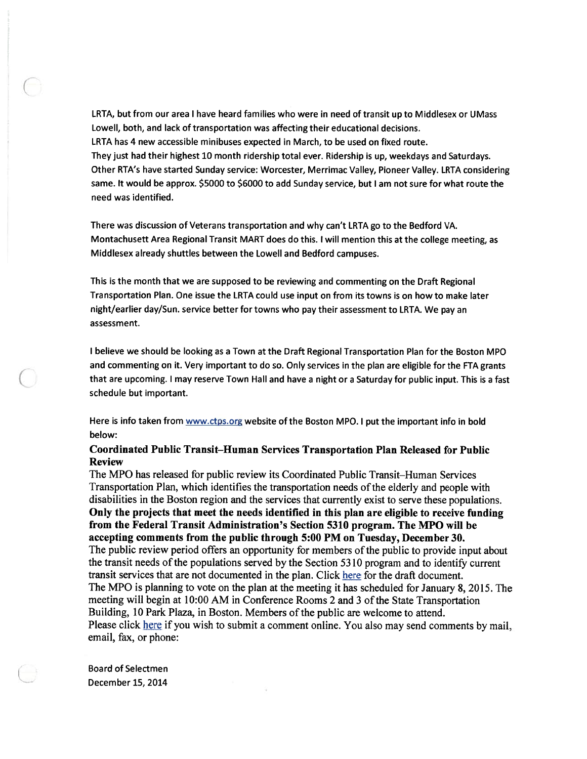LRTA, but from our area I have heard families who were in need of transit up to Middlesex or UMass Lowell, both, and lack of transportation was affecting their educational decisions.
LRTA has 4 new accessible minibuses expected in March, to be used on fixed route.
They just had their highest 10 month ridership total ever. Ridership is up, weekdays and Saturdays.
Other RTA's have started Sunday service: Worcester, Merrimac Valley, Pioneer Valley. LRTA considering same. It would be approx. $5000 to $6000 to add Sunday service, but I am not sure for what route the need was identified.

There was discussion of Veterans transportation and why can't LRTA go to the Bedford VA. Montachusett Area Regional Transit MART does do this. I will mention this at the college meeting, as Middlesex already shuttles between the Lowell and Bedford campuses.

This is the month that we are supposed to be reviewing and commenting on the Draft Regional Transportation Plan. One issue the LRTA could use input on from its towns is on how to make later night/earlier day/Sun. service better for towns who pay their assessment to LRTA. We pay an assessment.

I believe we should be looking as a Town at the Draft Regional Transportation Plan for the Boston MPO and commenting on it. Very important to do so. Only services in the plan are eligible for the FTA grants that are upcoming. I may reserve Town Hall and have a night or a Saturday for public input. This is a fast schedule but important.

Here is info taken from www.ctps.org website of the Boston MPO. I put the important info in bold below:

**Coordinated Public Transit–Human Services Transportation Plan Released for Public Review**

The MPO has released for public review its Coordinated Public Transit–Human Services Transportation Plan, which identifies the transportation needs of the elderly and people with disabilities in the Boston region and the services that currently exist to serve these populations. **Only the projects that meet the needs identified in this plan are eligible to receive funding from the Federal Transit Administration's Section 5310 program. The MPO will be accepting comments from the public through 5:00 PM on Tuesday, December 30.**
The public review period offers an opportunity for members of the public to provide input about the transit needs of the populations served by the Section 5310 program and to identify current transit services that are not documented in the plan. Click here for the draft document.
The MPO is planning to vote on the plan at the meeting it has scheduled for January 8, 2015. The meeting will begin at 10:00 AM in Conference Rooms 2 and 3 of the State Transportation Building, 10 Park Plaza, in Boston. Members of the public are welcome to attend.
Please click here if you wish to submit a comment online. You also may send comments by mail, email, fax, or phone: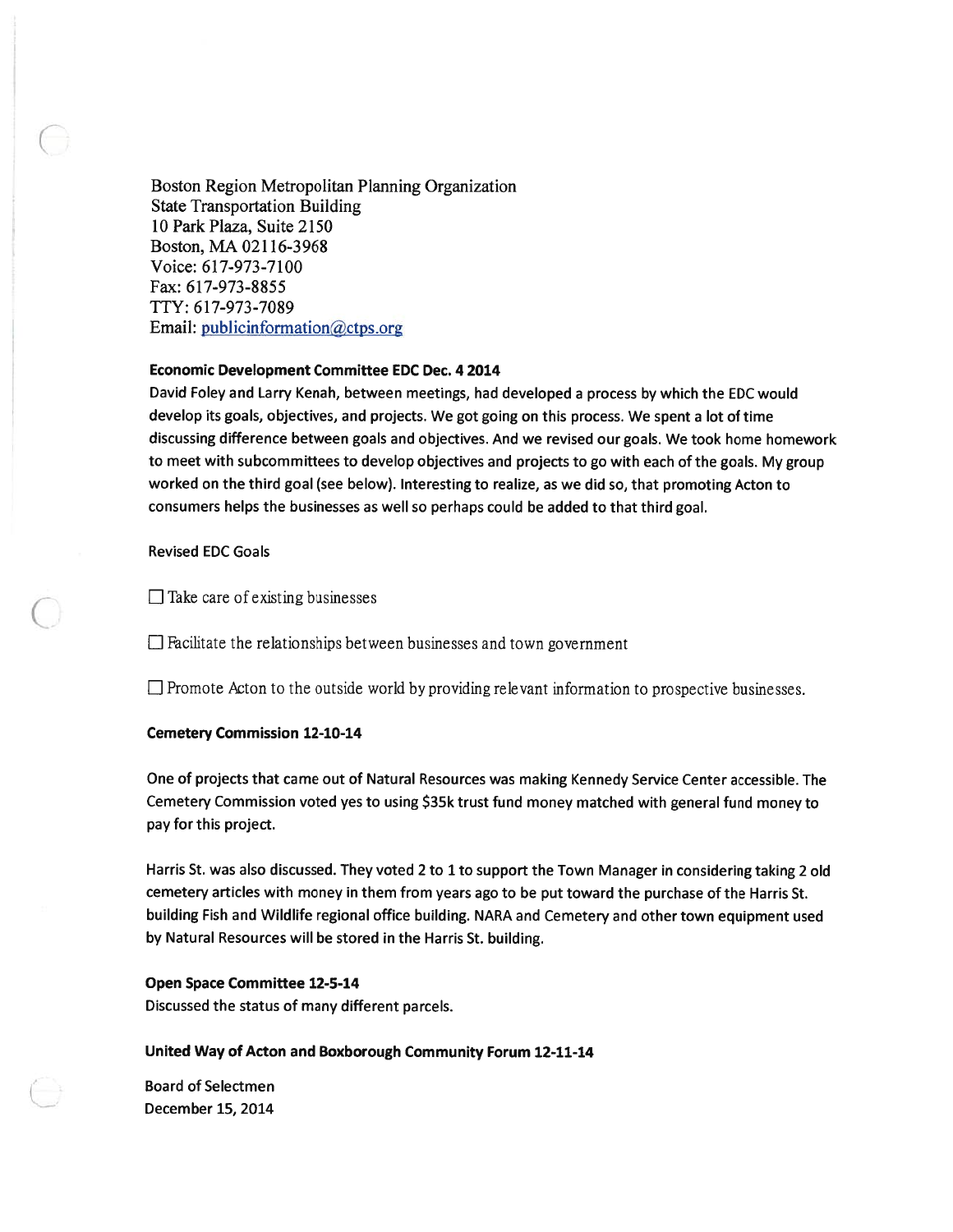Boston Region Metropolitan Planning Organization
State Transportation Building
10 Park Plaza, Suite 2150
Boston, MA 02116-3968
Voice: 617-973-7100
Fax: 617-973-8855
TTY: 617-973-7089
Email: publicinformation@ctps.org

**Economic Development Committee EDC Dec. 4 2014**

David Foley and Larry Kenah, between meetings, had developed a process by which the EDC would develop its goals, objectives, and projects. We got going on this process. We spent a lot of time discussing difference between goals and objectives. And we revised our goals. We took home homework to meet with subcommittees to develop objectives and projects to go with each of the goals. My group worked on the third goal (see below). Interesting to realize, as we did so, that promoting Acton to consumers helps the businesses as well so perhaps could be added to that third goal.

Revised EDC Goals

- ☐ Take care of existing businesses
- ☐ Facilitate the relationships between businesses and town government
- ☐ Promote Acton to the outside world by providing relevant information to prospective businesses.

**Cemetery Commission 12-10-14**

One of projects that came out of Natural Resources was making Kennedy Service Center accessible. The Cemetery Commission voted yes to using $35k trust fund money matched with general fund money to pay for this project.

Harris St. was also discussed. They voted 2 to 1 to support the Town Manager in considering taking 2 old cemetery articles with money in them from years ago to be put toward the purchase of the Harris St. building Fish and Wildlife regional office building. NARA and Cemetery and other town equipment used by Natural Resources will be stored in the Harris St. building.

**Open Space Committee 12-5-14**

Discussed the status of many different parcels.

**United Way of Acton and Boxborough Community Forum 12-11-14**

Board of Selectmen
December 15, 2014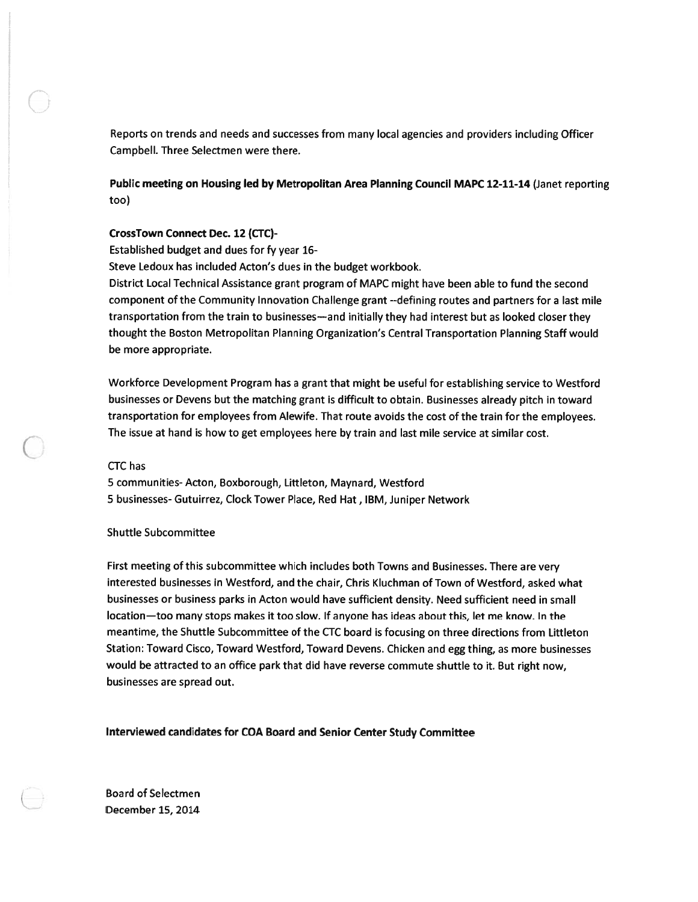Reports on trends and needs and successes from many local agencies and providers including Officer Campbell. Three Selectmen were there.

**Public meeting on Housing led by Metropolitan Area Planning Council MAPC 12-11-14** (Janet reporting too)

**CrossTown Connect Dec. 12 (CTC)-**

Established budget and dues for fy year 16-

Steve Ledoux has included Acton's dues in the budget workbook.

District Local Technical Assistance grant program of MAPC might have been able to fund the second component of the Community Innovation Challenge grant --defining routes and partners for a last mile transportation from the train to businesses—and initially they had interest but as looked closer they thought the Boston Metropolitan Planning Organization's Central Transportation Planning Staff would be more appropriate.

Workforce Development Program has a grant that might be useful for establishing service to Westford businesses or Devens but the matching grant is difficult to obtain. Businesses already pitch in toward transportation for employees from Alewife. That route avoids the cost of the train for the employees. The issue at hand is how to get employees here by train and last mile service at similar cost.

CTC has

5 communities- Acton, Boxborough, Littleton, Maynard, Westford

5 businesses- Gutuirrez, Clock Tower Place, Red Hat , IBM, Juniper Network

Shuttle Subcommittee

First meeting of this subcommittee which includes both Towns and Businesses. There are very interested businesses in Westford, and the chair, Chris Kluchman of Town of Westford, asked what businesses or business parks in Acton would have sufficient density. Need sufficient need in small location—too many stops makes it too slow. If anyone has ideas about this, let me know. In the meantime, the Shuttle Subcommittee of the CTC board is focusing on three directions from Littleton Station: Toward Cisco, Toward Westford, Toward Devens. Chicken and egg thing, as more businesses would be attracted to an office park that did have reverse commute shuttle to it. But right now, businesses are spread out.

**Interviewed candidates for COA Board and Senior Center Study Committee**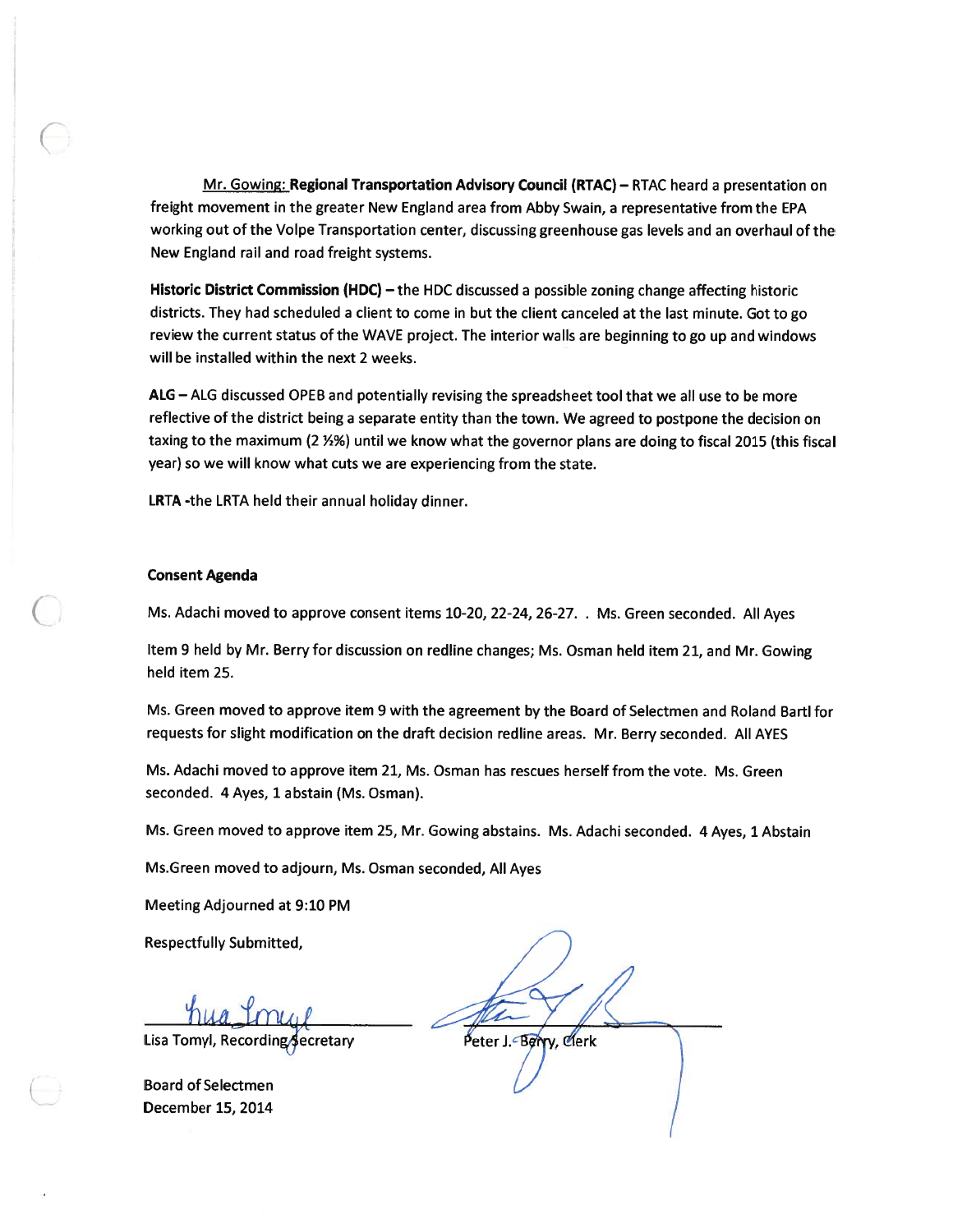Mr. Gowing: **Regional Transportation Advisory Council (RTAC)** – RTAC heard a presentation on freight movement in the greater New England area from Abby Swain, a representative from the EPA working out of the Volpe Transportation center, discussing greenhouse gas levels and an overhaul of the New England rail and road freight systems.

**Historic District Commission (HDC)** – the HDC discussed a possible zoning change affecting historic districts. They had scheduled a client to come in but the client canceled at the last minute. Got to go review the current status of the WAVE project. The interior walls are beginning to go up and windows will be installed within the next 2 weeks.

**ALG** – ALG discussed OPEB and potentially revising the spreadsheet tool that we all use to be more reflective of the district being a separate entity than the town. We agreed to postpone the decision on taxing to the maximum (2 ½%) until we know what the governor plans are doing to fiscal 2015 (this fiscal year) so we will know what cuts we are experiencing from the state.

**LRTA** -the LRTA held their annual holiday dinner.

**Consent Agenda**

Ms. Adachi moved to approve consent items 10-20, 22-24, 26-27. . Ms. Green seconded. All Ayes

Item 9 held by Mr. Berry for discussion on redline changes; Ms. Osman held item 21, and Mr. Gowing held item 25.

Ms. Green moved to approve item 9 with the agreement by the Board of Selectmen and Roland Bartl for requests for slight modification on the draft decision redline areas. Mr. Berry seconded. All AYES

Ms. Adachi moved to approve item 21, Ms. Osman has rescues herself from the vote. Ms. Green seconded. 4 Ayes, 1 abstain (Ms. Osman).

Ms. Green moved to approve item 25, Mr. Gowing abstains. Ms. Adachi seconded. 4 Ayes, 1 Abstain

Ms.Green moved to adjourn, Ms. Osman seconded, All Ayes

Meeting Adjourned at 9:10 PM

Respectfully Submitted,

Lisa Tomyl, Recording Secretary

Peter J. Berry, Clerk

Board of Selectmen
December 15, 2014